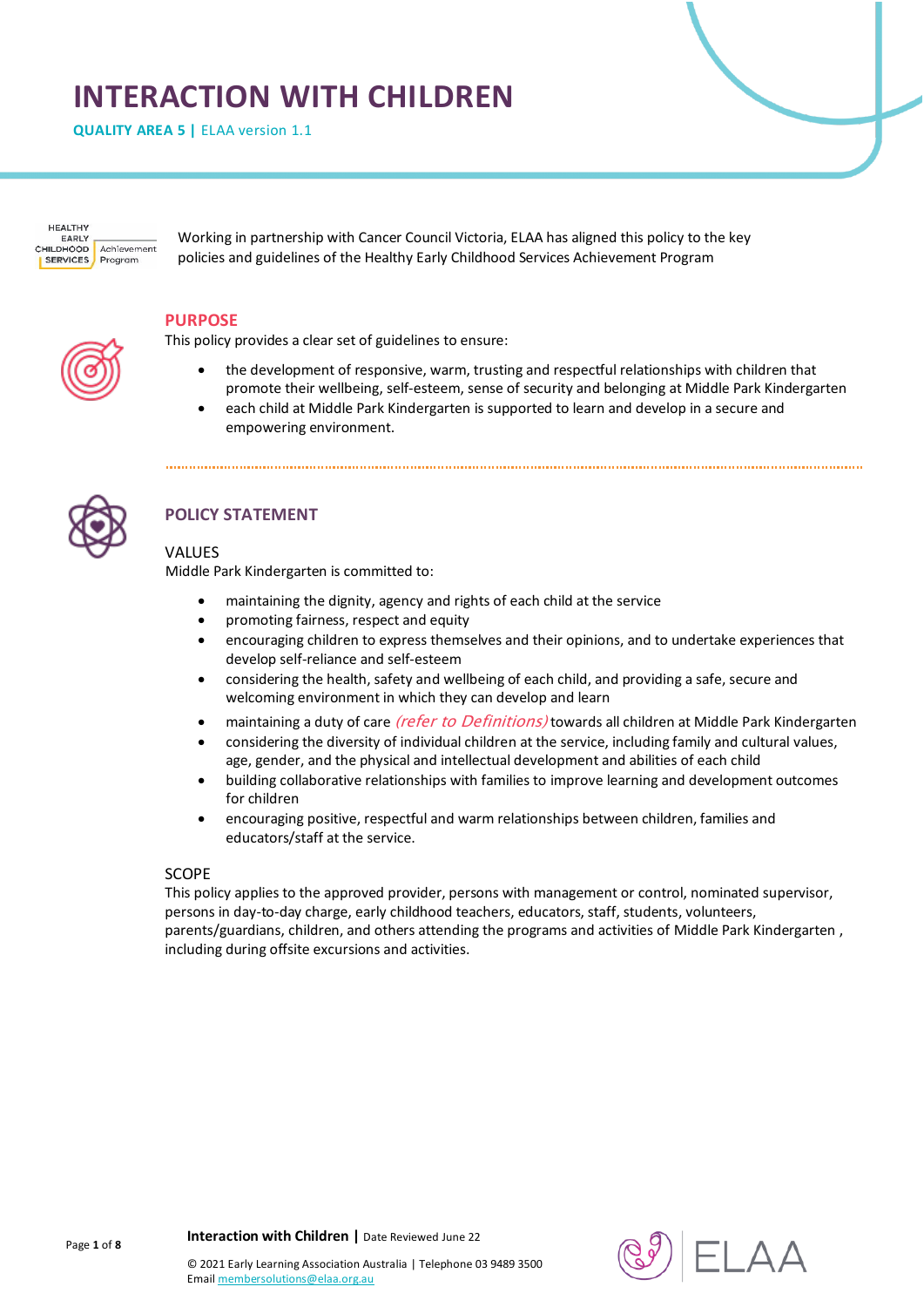# INTERACTION WITH CHILDREN

**QUALITY AREA 5 |** ELAA version 1.1

Working in partnership with Cancer Council Victoria, ELAA has aligned this policy to the key policies and guidelines of the Healthy Early Childhood Services Achievement Program

## PURPOSE

This policy provides a clear set of guidelines to ensure:

- the development of responsive, warm, trusting and respectful relationships with children that promote their wellbeing, self-esteem, sense of security and belonging at Middle Park Kindergarten
- each child at Middle Park Kindergarten is supported to learn and develop in a secure and empowering environment.

## POLICY STATEMENT

### VALUES

Middle Park Kindergarten is committed to:

- maintaining the dignity, agency and rights of each child at the service
- promoting fairness, respect and equity
- encouraging children to express themselves and their opinions, and to undertake experiences that develop self-reliance and self-esteem
- considering the health, safety and wellbeing of each child, and providing a safe, secure and welcoming environment in which they can develop and learn
- maintaining a duty of care *(refer to Definitions)* towards all children at Middle Park Kindergarten
- considering the diversity of individual children at the service, including family and cultural values, age, gender, and the physical and intellectual development and abilities of each child
- building collaborative relationships with families to improve learning and development outcomes for children
- encouraging positive, respectful and warm relationships between children, families and educators/staff at the service.

### SCOPE

This policy applies to the approved provider, persons with management or control, nominated supervisor, persons in day-to-day charge, early childhood teachers, educators, staff, students, volunteers, parents/guardians, children, and others attending the programs and activities of Middle Park Kindergarten , including during offsite excursions and activities.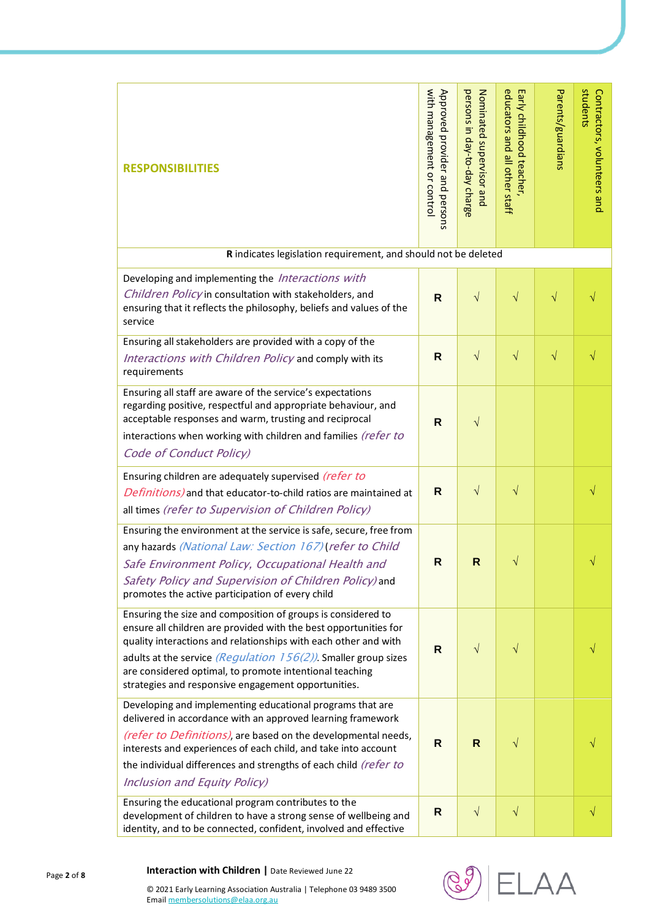| RESPONSIBILITIES | Approved provider and persons with management or control | Nominated supervisor and persons in day-to-day charge | Early childhood teacher, educators and all other staff | Parents/guardians | Contractors, volunteers and students |
|---|---|---|---|---|---|
| **R** indicates legislation requirement, and should not be deleted | | | | | |
| Developing and implementing the *Interactions with Children Policy* in consultation with stakeholders, and ensuring that it reflects the philosophy, beliefs and values of the service | **R** | √ | √ | √ | √ |
| Ensuring all stakeholders are provided with a copy of the *Interactions with Children Policy* and comply with its requirements | **R** | √ | √ | √ | √ |
| Ensuring all staff are aware of the service's expectations regarding positive, respectful and appropriate behaviour, and acceptable responses and warm, trusting and reciprocal interactions when working with children and families *(refer to Code of Conduct Policy)* | **R** | √ | | | |
| Ensuring children are adequately supervised *(refer to Definitions)* and that educator-to-child ratios are maintained at all times *(refer to Supervision of Children Policy)* | **R** | √ | √ | | √ |
| Ensuring the environment at the service is safe, secure, free from any hazards *(National Law: Section 167)* (*refer to Child Safe Environment Policy, Occupational Health and Safety Policy and Supervision of Children Policy)* and promotes the active participation of every child | **R** | **R** | √ | | √ |
| Ensuring the size and composition of groups is considered to ensure all children are provided with the best opportunities for quality interactions and relationships with each other and with adults at the service *(Regulation 156(2))*. Smaller group sizes are considered optimal, to promote intentional teaching strategies and responsive engagement opportunities. | **R** | √ | √ | | √ |
| Developing and implementing educational programs that are delivered in accordance with an approved learning framework *(refer to Definitions)*, are based on the developmental needs, interests and experiences of each child, and take into account the individual differences and strengths of each child *(refer to Inclusion and Equity Policy)* | **R** | **R** | √ | | √ |
| Ensuring the educational program contributes to the development of children to have a strong sense of wellbeing and identity, and to be connected, confident, involved and effective | **R** | √ | √ | | √ |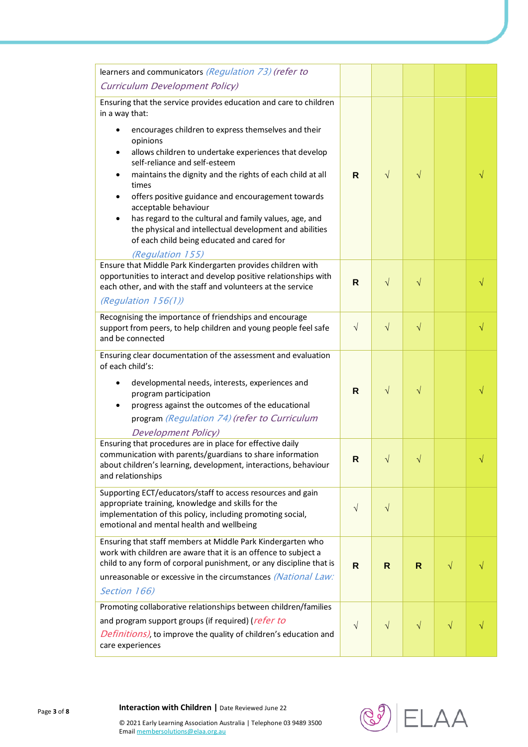| | | | | | |
|---|---|---|---|---|---|
| learners and communicators *(Regulation 73) (refer to Curriculum Development Policy)* | | | | | |
| Ensuring that the service provides education and care to children in a way that:<br>• encourages children to express themselves and their opinions<br>• allows children to undertake experiences that develop self-reliance and self-esteem<br>• maintains the dignity and the rights of each child at all times<br>• offers positive guidance and encouragement towards acceptable behaviour<br>• has regard to the cultural and family values, age, and the physical and intellectual development and abilities of each child being educated and cared for<br>*(Regulation 155)* | **R** | √ | √ | | √ |
| Ensure that Middle Park Kindergarten provides children with opportunities to interact and develop positive relationships with each other, and with the staff and volunteers at the service *(Regulation 156(1))* | **R** | √ | √ | | √ |
| Recognising the importance of friendships and encourage support from peers, to help children and young people feel safe and be connected | √ | √ | √ | | √ |
| Ensuring clear documentation of the assessment and evaluation of each child's:<br>• developmental needs, interests, experiences and program participation<br>• progress against the outcomes of the educational program *(Regulation 74) (refer to Curriculum Development Policy)* | **R** | √ | √ | | √ |
| Ensuring that procedures are in place for effective daily communication with parents/guardians to share information about children's learning, development, interactions, behaviour and relationships | **R** | √ | √ | | √ |
| Supporting ECT/educators/staff to access resources and gain appropriate training, knowledge and skills for the implementation of this policy, including promoting social, emotional and mental health and wellbeing | √ | √ | | | |
| Ensuring that staff members at Middle Park Kindergarten who work with children are aware that it is an offence to subject a child to any form of corporal punishment, or any discipline that is unreasonable or excessive in the circumstances *(National Law: Section 166)* | **R** | **R** | **R** | √ | √ |
| Promoting collaborative relationships between children/families and program support groups (if required) (*refer to Definitions*), to improve the quality of children's education and care experiences | √ | √ | √ | √ | √ |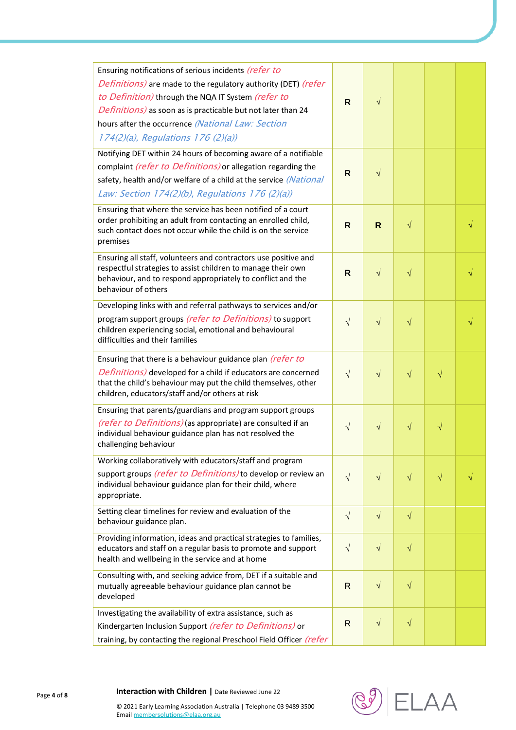| | | | | | |
|---|---|---|---|---|---|
| Ensuring notifications of serious incidents *(refer to Definitions)* are made to the regulatory authority (DET) *(refer to Definition)* through the NQA IT System *(refer to Definitions)* as soon as is practicable but not later than 24 hours after the occurrence *(National Law: Section 174(2)(a), Regulations 176 (2)(a))* | **R** | √ | | | |
| Notifying DET within 24 hours of becoming aware of a notifiable complaint *(refer to Definitions)* or allegation regarding the safety, health and/or welfare of a child at the service *(National Law: Section 174(2)(b), Regulations 176 (2)(a))* | **R** | √ | | | |
| Ensuring that where the service has been notified of a court order prohibiting an adult from contacting an enrolled child, such contact does not occur while the child is on the service premises | **R** | **R** | √ | | √ |
| Ensuring all staff, volunteers and contractors use positive and respectful strategies to assist children to manage their own behaviour, and to respond appropriately to conflict and the behaviour of others | **R** | √ | √ | | √ |
| Developing links with and referral pathways to services and/or program support groups *(refer to Definitions)* to support children experiencing social, emotional and behavioural difficulties and their families | √ | √ | √ | | √ |
| Ensuring that there is a behaviour guidance plan *(refer to Definitions)* developed for a child if educators are concerned that the child's behaviour may put the child themselves, other children, educators/staff and/or others at risk | √ | √ | √ | √ | |
| Ensuring that parents/guardians and program support groups *(refer to Definitions)* (as appropriate) are consulted if an individual behaviour guidance plan has not resolved the challenging behaviour | √ | √ | √ | √ | |
| Working collaboratively with educators/staff and program support groups *(refer to Definitions)* to develop or review an individual behaviour guidance plan for their child, where appropriate. | √ | √ | √ | √ | √ |
| Setting clear timelines for review and evaluation of the behaviour guidance plan. | √ | √ | √ | | |
| Providing information, ideas and practical strategies to families, educators and staff on a regular basis to promote and support health and wellbeing in the service and at home | √ | √ | √ | | |
| Consulting with, and seeking advice from, DET if a suitable and mutually agreeable behaviour guidance plan cannot be developed | R | √ | √ | | |
| Investigating the availability of extra assistance, such as Kindergarten Inclusion Support *(refer to Definitions)* or training, by contacting the regional Preschool Field Officer *(refer* | R | √ | √ | | |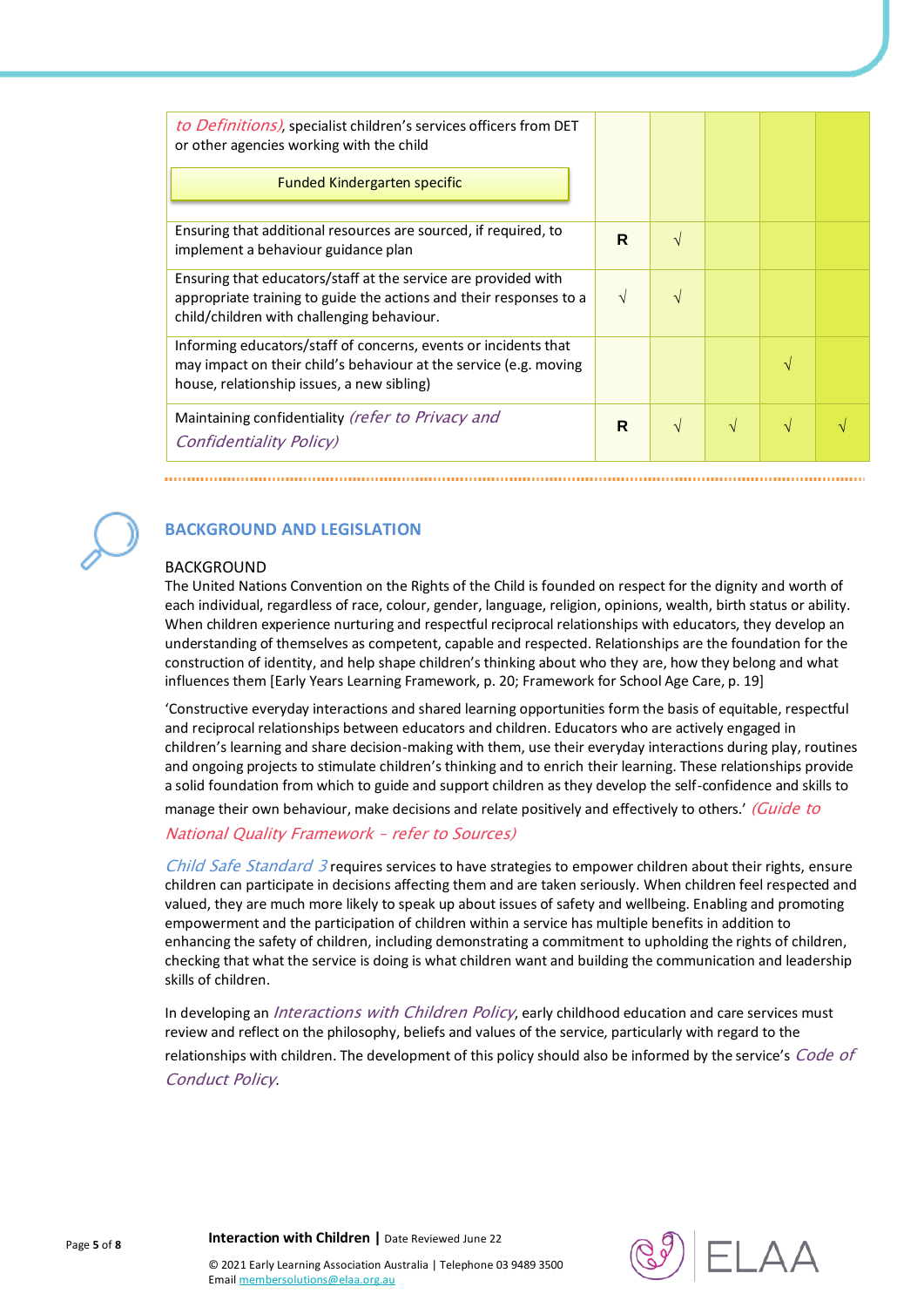| | | | | | |
|---|---|---|---|---|---|
| *to Definitions)*, specialist children's services officers from DET or other agencies working with the child<br><br>Funded Kindergarten specific | | | | | |
| Ensuring that additional resources are sourced, if required, to implement a behaviour guidance plan | **R** | √ | | | |
| Ensuring that educators/staff at the service are provided with appropriate training to guide the actions and their responses to a child/children with challenging behaviour. | √ | √ | | | |
| Informing educators/staff of concerns, events or incidents that may impact on their child's behaviour at the service (e.g. moving house, relationship issues, a new sibling) | | | | √ | |
| Maintaining confidentiality *(refer to Privacy and Confidentiality Policy)* | **R** | √ | √ | √ | √ |

## BACKGROUND AND LEGISLATION

### BACKGROUND

The United Nations Convention on the Rights of the Child is founded on respect for the dignity and worth of each individual, regardless of race, colour, gender, language, religion, opinions, wealth, birth status or ability. When children experience nurturing and respectful reciprocal relationships with educators, they develop an understanding of themselves as competent, capable and respected. Relationships are the foundation for the construction of identity, and help shape children's thinking about who they are, how they belong and what influences them [Early Years Learning Framework, p. 20; Framework for School Age Care, p. 19]

'Constructive everyday interactions and shared learning opportunities form the basis of equitable, respectful and reciprocal relationships between educators and children. Educators who are actively engaged in children's learning and share decision-making with them, use their everyday interactions during play, routines and ongoing projects to stimulate children's thinking and to enrich their learning. These relationships provide a solid foundation from which to guide and support children as they develop the self-confidence and skills to manage their own behaviour, make decisions and relate positively and effectively to others.' *(Guide to National Quality Framework – refer to Sources)*

*Child Safe Standard 3* requires services to have strategies to empower children about their rights, ensure children can participate in decisions affecting them and are taken seriously. When children feel respected and valued, they are much more likely to speak up about issues of safety and wellbeing. Enabling and promoting empowerment and the participation of children within a service has multiple benefits in addition to enhancing the safety of children, including demonstrating a commitment to upholding the rights of children, checking that what the service is doing is what children want and building the communication and leadership skills of children.

In developing an *Interactions with Children Policy*, early childhood education and care services must review and reflect on the philosophy, beliefs and values of the service, particularly with regard to the relationships with children. The development of this policy should also be informed by the service's *Code of Conduct Policy*.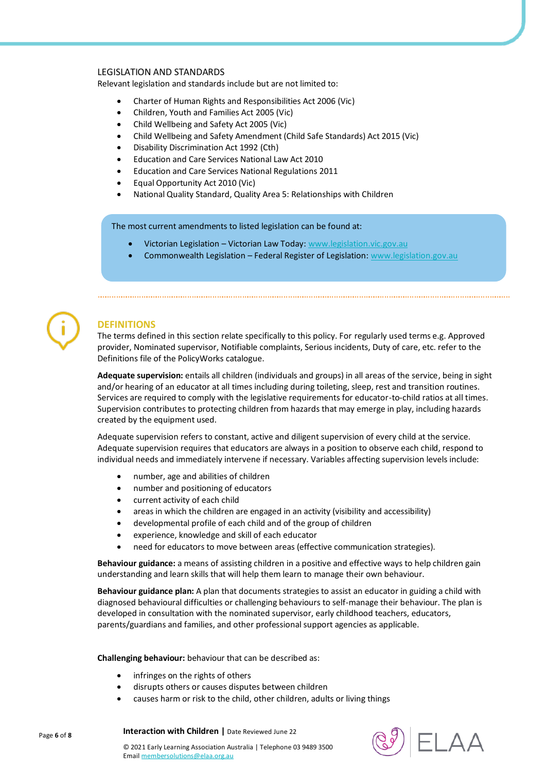LEGISLATION AND STANDARDS

Relevant legislation and standards include but are not limited to:

- Charter of Human Rights and Responsibilities Act 2006 (Vic)
- Children, Youth and Families Act 2005 (Vic)
- Child Wellbeing and Safety Act 2005 (Vic)
- Child Wellbeing and Safety Amendment (Child Safe Standards) Act 2015 (Vic)
- Disability Discrimination Act 1992 (Cth)
- Education and Care Services National Law Act 2010
- Education and Care Services National Regulations 2011
- Equal Opportunity Act 2010 (Vic)
- National Quality Standard, Quality Area 5: Relationships with Children

The most current amendments to listed legislation can be found at:

- Victorian Legislation – Victorian Law Today: www.legislation.vic.gov.au
- Commonwealth Legislation – Federal Register of Legislation: www.legislation.gov.au

## DEFINITIONS

The terms defined in this section relate specifically to this policy. For regularly used terms e.g. Approved provider, Nominated supervisor, Notifiable complaints, Serious incidents, Duty of care, etc. refer to the Definitions file of the PolicyWorks catalogue.

**Adequate supervision:** entails all children (individuals and groups) in all areas of the service, being in sight and/or hearing of an educator at all times including during toileting, sleep, rest and transition routines. Services are required to comply with the legislative requirements for educator-to-child ratios at all times. Supervision contributes to protecting children from hazards that may emerge in play, including hazards created by the equipment used.

Adequate supervision refers to constant, active and diligent supervision of every child at the service. Adequate supervision requires that educators are always in a position to observe each child, respond to individual needs and immediately intervene if necessary. Variables affecting supervision levels include:

- number, age and abilities of children
- number and positioning of educators
- current activity of each child
- areas in which the children are engaged in an activity (visibility and accessibility)
- developmental profile of each child and of the group of children
- experience, knowledge and skill of each educator
- need for educators to move between areas (effective communication strategies).

**Behaviour guidance:** a means of assisting children in a positive and effective ways to help children gain understanding and learn skills that will help them learn to manage their own behaviour.

**Behaviour guidance plan:** A plan that documents strategies to assist an educator in guiding a child with diagnosed behavioural difficulties or challenging behaviours to self-manage their behaviour. The plan is developed in consultation with the nominated supervisor, early childhood teachers, educators, parents/guardians and families, and other professional support agencies as applicable.

**Challenging behaviour:** behaviour that can be described as:

- infringes on the rights of others
- disrupts others or causes disputes between children
- causes harm or risk to the child, other children, adults or living things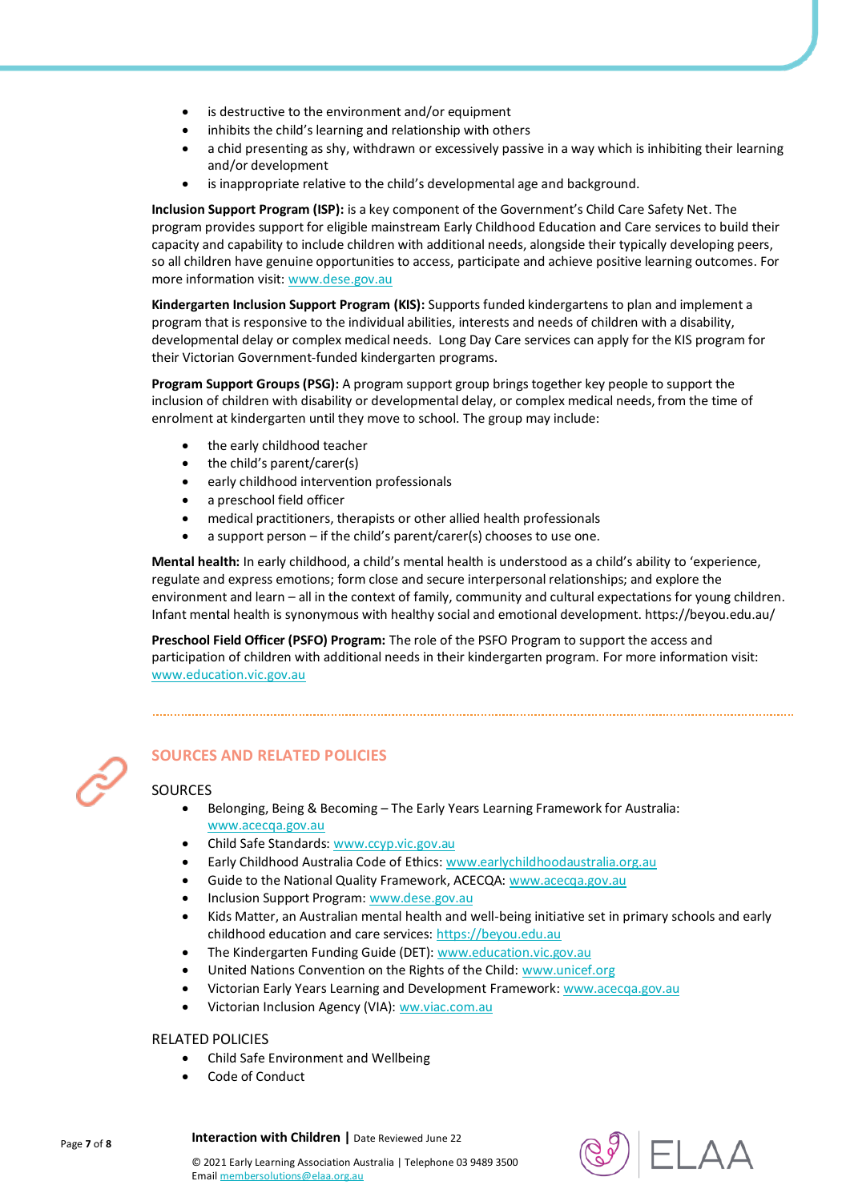- is destructive to the environment and/or equipment
- inhibits the child's learning and relationship with others
- a chid presenting as shy, withdrawn or excessively passive in a way which is inhibiting their learning and/or development
- is inappropriate relative to the child's developmental age and background.

**Inclusion Support Program (ISP):** is a key component of the Government's Child Care Safety Net. The program provides support for eligible mainstream Early Childhood Education and Care services to build their capacity and capability to include children with additional needs, alongside their typically developing peers, so all children have genuine opportunities to access, participate and achieve positive learning outcomes. For more information visit: www.dese.gov.au

**Kindergarten Inclusion Support Program (KIS):** Supports funded kindergartens to plan and implement a program that is responsive to the individual abilities, interests and needs of children with a disability, developmental delay or complex medical needs. Long Day Care services can apply for the KIS program for their Victorian Government-funded kindergarten programs.

**Program Support Groups (PSG):** A program support group brings together key people to support the inclusion of children with disability or developmental delay, or complex medical needs, from the time of enrolment at kindergarten until they move to school. The group may include:

- the early childhood teacher
- the child's parent/carer(s)
- early childhood intervention professionals
- a preschool field officer
- medical practitioners, therapists or other allied health professionals
- a support person – if the child's parent/carer(s) chooses to use one.

**Mental health:** In early childhood, a child's mental health is understood as a child's ability to 'experience, regulate and express emotions; form close and secure interpersonal relationships; and explore the environment and learn – all in the context of family, community and cultural expectations for young children. Infant mental health is synonymous with healthy social and emotional development. https://beyou.edu.au/

**Preschool Field Officer (PSFO) Program:** The role of the PSFO Program to support the access and participation of children with additional needs in their kindergarten program. For more information visit: www.education.vic.gov.au

## SOURCES AND RELATED POLICIES

### SOURCES

- Belonging, Being & Becoming – The Early Years Learning Framework for Australia: www.acecqa.gov.au
- Child Safe Standards: www.ccyp.vic.gov.au
- Early Childhood Australia Code of Ethics: www.earlychildhoodaustralia.org.au
- Guide to the National Quality Framework, ACECQA: www.acecqa.gov.au
- Inclusion Support Program: www.dese.gov.au
- Kids Matter, an Australian mental health and well-being initiative set in primary schools and early childhood education and care services: https://beyou.edu.au
- The Kindergarten Funding Guide (DET): www.education.vic.gov.au
- United Nations Convention on the Rights of the Child: www.unicef.org
- Victorian Early Years Learning and Development Framework: www.acecqa.gov.au
- Victorian Inclusion Agency (VIA): ww.viac.com.au

### RELATED POLICIES

- Child Safe Environment and Wellbeing
- Code of Conduct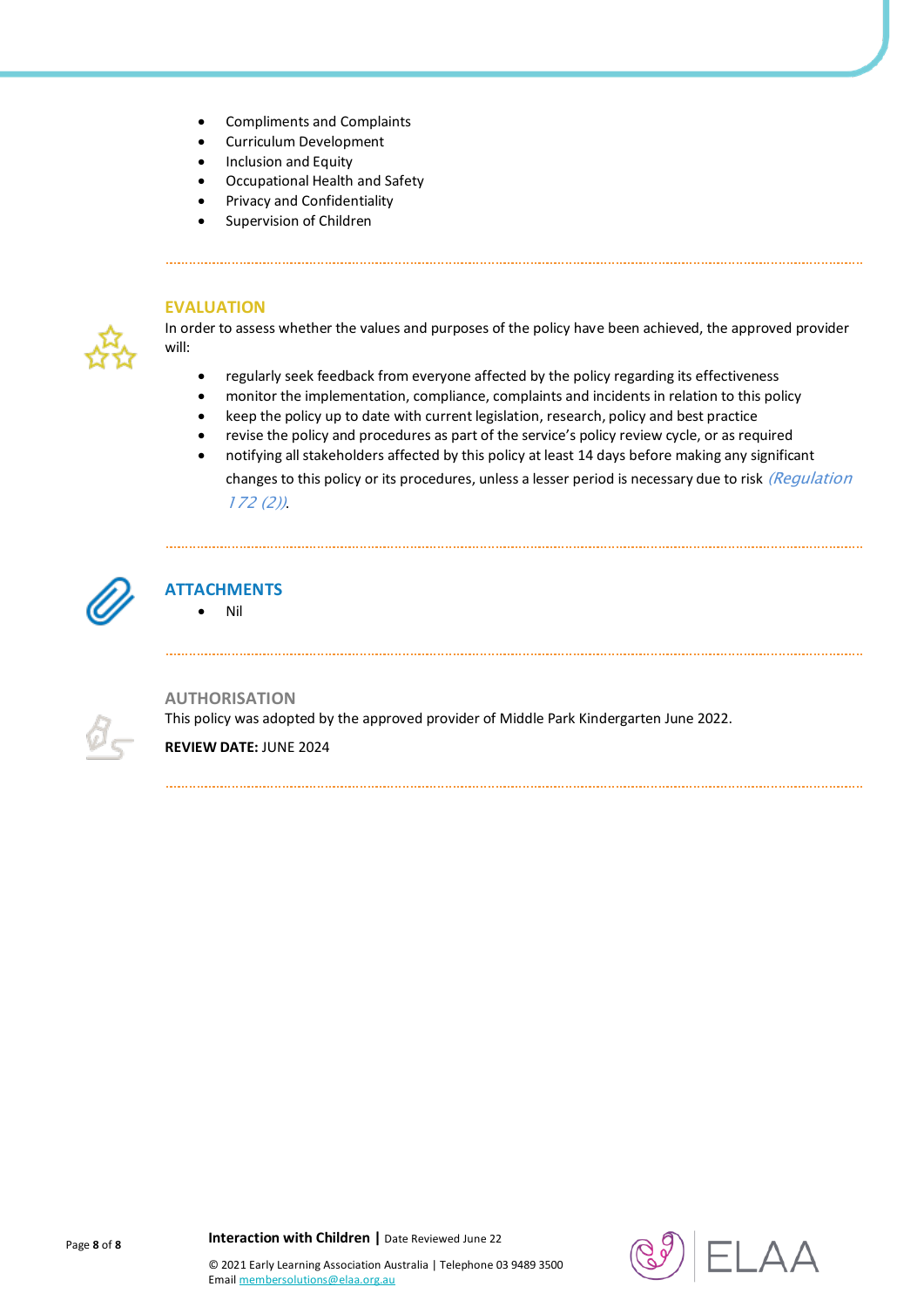- Compliments and Complaints
- Curriculum Development
- Inclusion and Equity
- Occupational Health and Safety
- Privacy and Confidentiality
- Supervision of Children

## EVALUATION

In order to assess whether the values and purposes of the policy have been achieved, the approved provider will:

- regularly seek feedback from everyone affected by the policy regarding its effectiveness
- monitor the implementation, compliance, complaints and incidents in relation to this policy
- keep the policy up to date with current legislation, research, policy and best practice
- revise the policy and procedures as part of the service's policy review cycle, or as required
- notifying all stakeholders affected by this policy at least 14 days before making any significant changes to this policy or its procedures, unless a lesser period is necessary due to risk *(Regulation 172 (2))*.

## ATTACHMENTS

- Nil

## AUTHORISATION

This policy was adopted by the approved provider of Middle Park Kindergarten June 2022.

**REVIEW DATE:** JUNE 2024